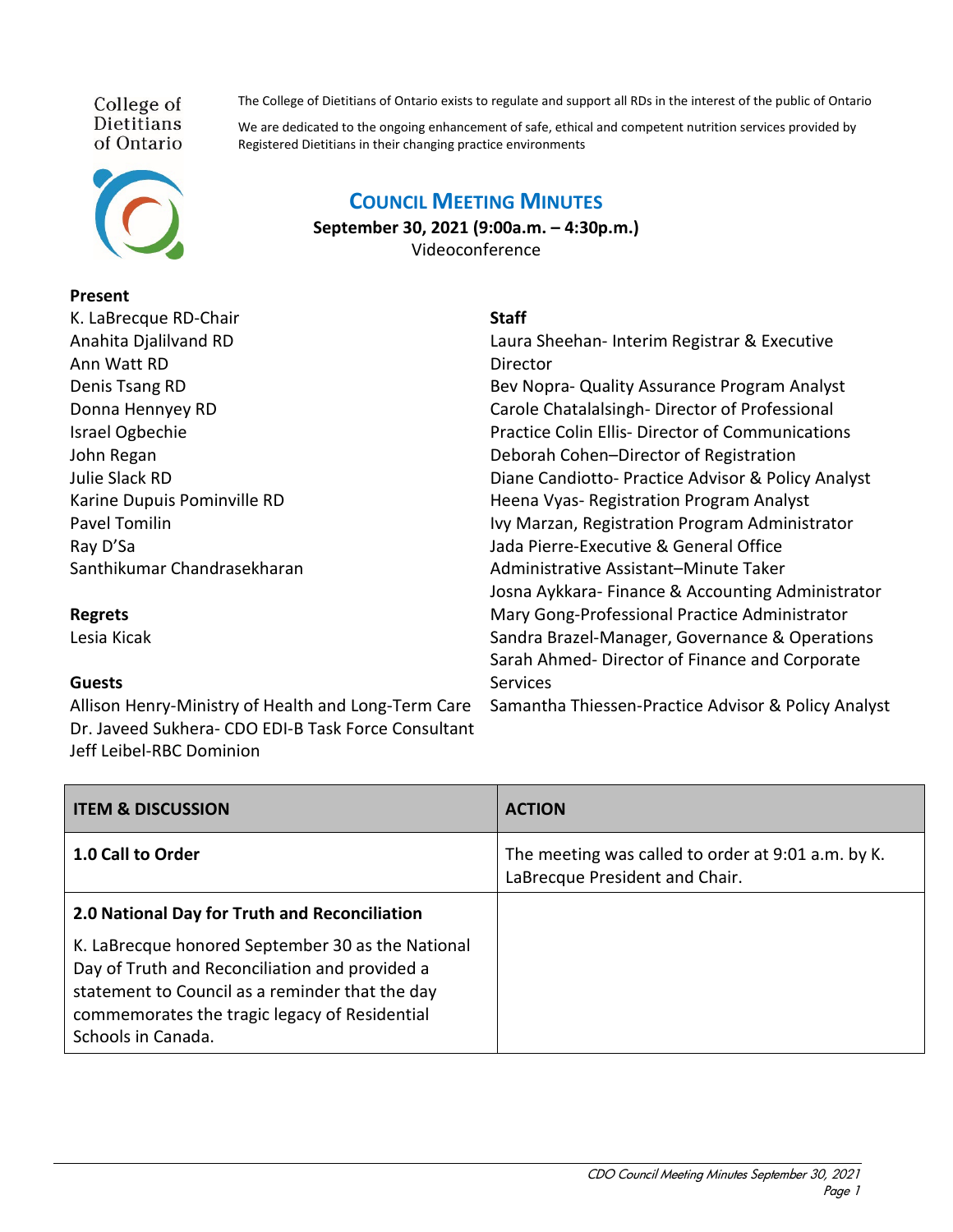College of Dietitians of Ontario

The College of Dietitians of Ontario exists to regulate and support all RDs in the interest of the public of Ontario

We are dedicated to the ongoing enhancement of safe, ethical and competent nutrition services provided by Registered Dietitians in their changing practice environments

# COUNCIL MEETING MINUTES

**September 30, 2021 (9:00a.m. – 4:30p.m.)**
Videoconference

**Present**
K. LaBrecque RD-Chair
Anahita Djalilvand RD
Ann Watt RD
Denis Tsang RD
Donna Hennyey RD
Israel Ogbechie
John Regan
Julie Slack RD
Karine Dupuis Pominville RD
Pavel Tomilin
Ray D'Sa
Santhikumar Chandrasekharan

**Regrets**
Lesia Kicak

**Guests**
Allison Henry-Ministry of Health and Long-Term Care
Dr. Javeed Sukhera- CDO EDI-B Task Force Consultant
Jeff Leibel-RBC Dominion

**Staff**
Laura Sheehan- Interim Registrar & Executive Director
Bev Nopra- Quality Assurance Program Analyst
Carole Chatalalsingh- Director of Professional Practice
Colin Ellis- Director of Communications
Deborah Cohen–Director of Registration
Diane Candiotto- Practice Advisor & Policy Analyst
Heena Vyas- Registration Program Analyst
Ivy Marzan, Registration Program Administrator
Jada Pierre-Executive & General Office Administrative Assistant–Minute Taker
Josna Aykkara- Finance & Accounting Administrator
Mary Gong-Professional Practice Administrator
Sandra Brazel-Manager, Governance & Operations
Sarah Ahmed- Director of Finance and Corporate Services
Samantha Thiessen-Practice Advisor & Policy Analyst

| ITEM & DISCUSSION | ACTION |
| --- | --- |
| **1.0 Call to Order** | The meeting was called to order at 9:01 a.m. by K. LaBrecque President and Chair. |
| **2.0 National Day for Truth and Reconciliation**<br><br>K. LaBrecque honored September 30 as the National Day of Truth and Reconciliation and provided a statement to Council as a reminder that the day commemorates the tragic legacy of Residential Schools in Canada. | |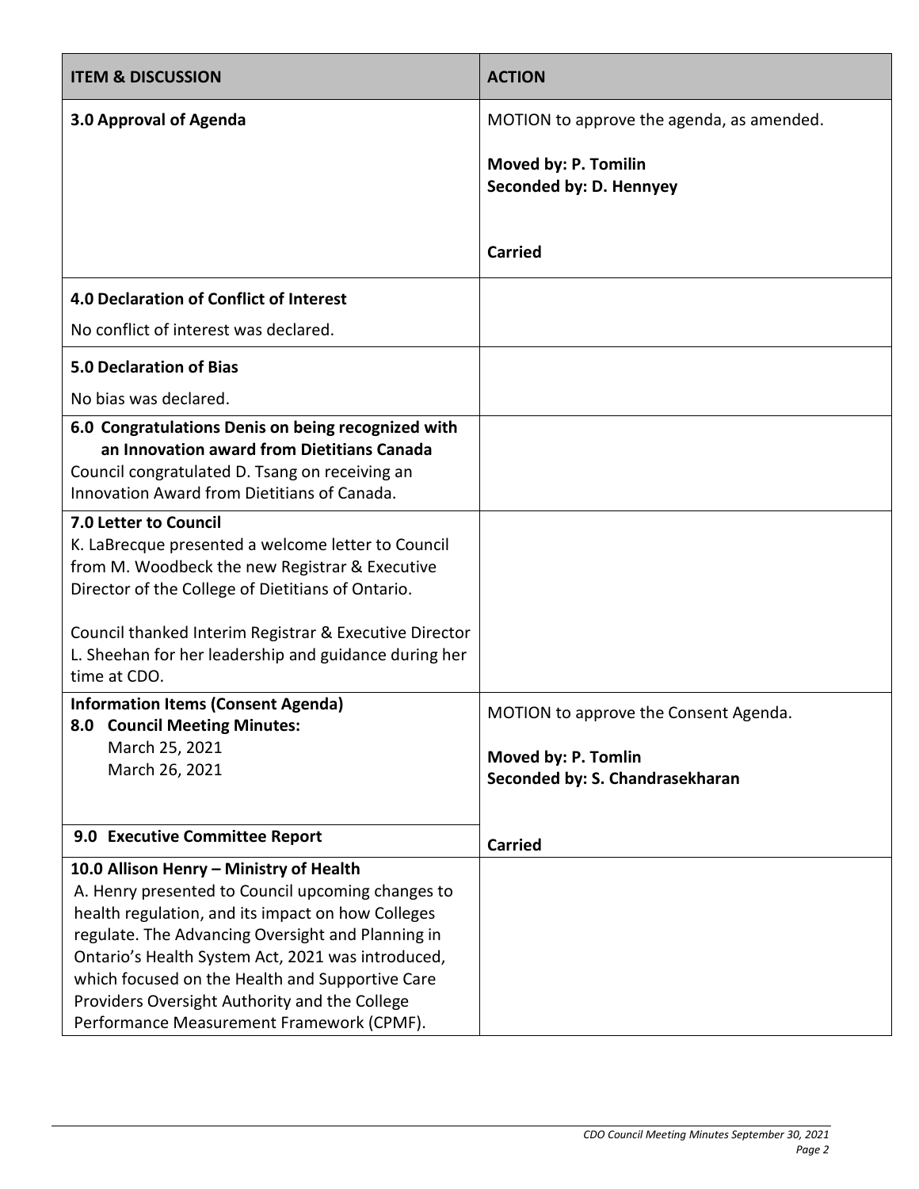| ITEM & DISCUSSION | ACTION |
|---|---|
| **3.0 Approval of Agenda** | MOTION to approve the agenda, as amended.<br><br>**Moved by: P. Tomilin**<br>**Seconded by: D. Hennyey**<br><br>**Carried** |
| **4.0 Declaration of Conflict of Interest**<br><br>No conflict of interest was declared. | |
| **5.0 Declaration of Bias**<br><br>No bias was declared. | |
| **6.0 Congratulations Denis on being recognized with an Innovation award from Dietitians Canada**<br>Council congratulated D. Tsang on receiving an Innovation Award from Dietitians of Canada. | |
| **7.0 Letter to Council**<br>K. LaBrecque presented a welcome letter to Council from M. Woodbeck the new Registrar & Executive Director of the College of Dietitians of Ontario.<br><br>Council thanked Interim Registrar & Executive Director L. Sheehan for her leadership and guidance during her time at CDO. | |
| **Information Items (Consent Agenda)**<br>**8.0 Council Meeting Minutes:**<br>March 25, 2021<br>March 26, 2021<br><br>**9.0 Executive Committee Report** | MOTION to approve the Consent Agenda.<br><br>**Moved by: P. Tomilin**<br>**Seconded by: S. Chandrasekharan**<br><br>**Carried** |
| **10.0 Allison Henry – Ministry of Health**<br>A. Henry presented to Council upcoming changes to health regulation, and its impact on how Colleges regulate. The Advancing Oversight and Planning in Ontario's Health System Act, 2021 was introduced, which focused on the Health and Supportive Care Providers Oversight Authority and the College Performance Measurement Framework (CPMF). | |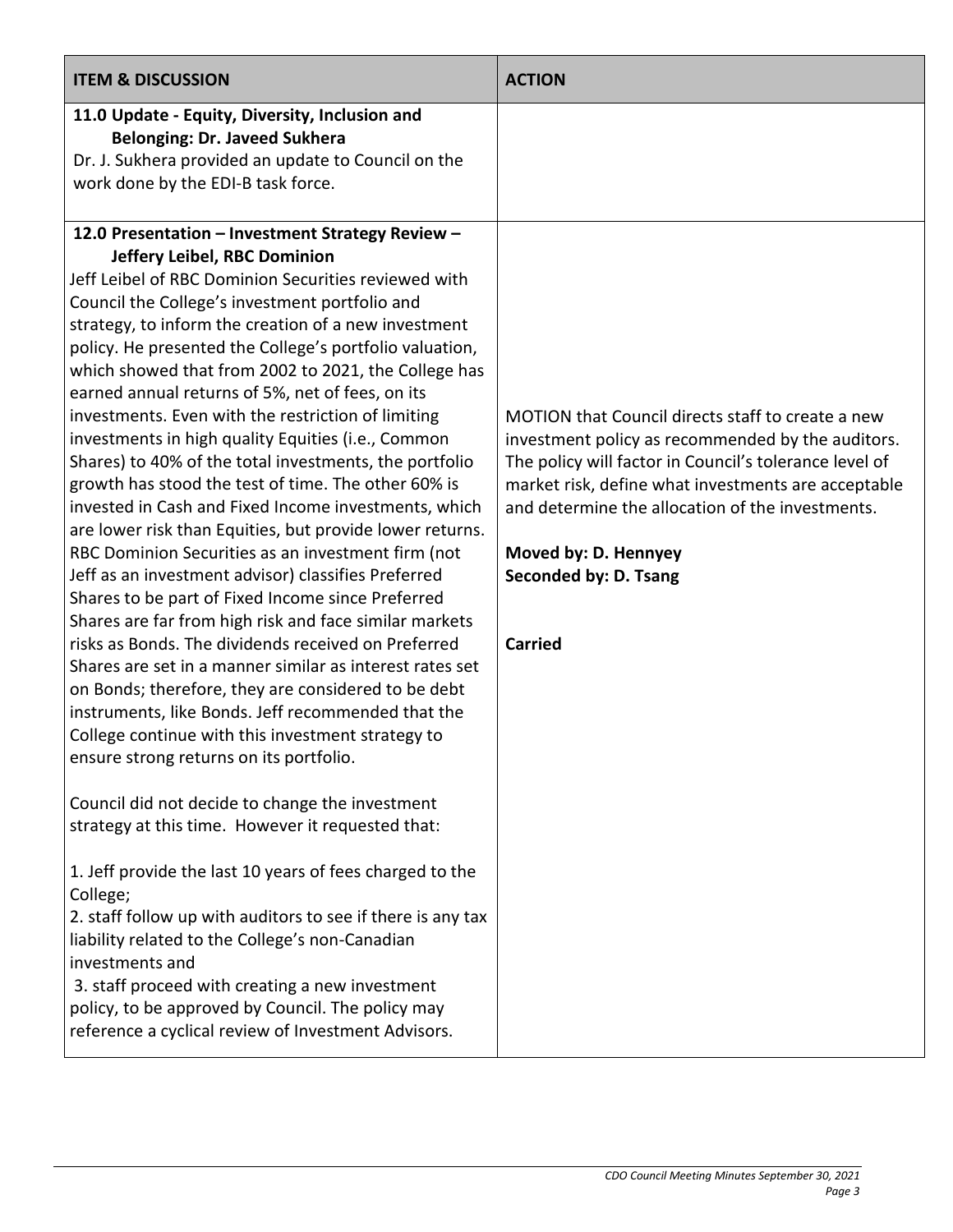| ITEM & DISCUSSION | ACTION |
|---|---|
| **11.0 Update - Equity, Diversity, Inclusion and Belonging: Dr. Javeed Sukhera**<br>Dr. J. Sukhera provided an update to Council on the work done by the EDI-B task force. | |
| **12.0 Presentation – Investment Strategy Review – Jeffery Leibel, RBC Dominion**<br>Jeff Leibel of RBC Dominion Securities reviewed with Council the College's investment portfolio and strategy, to inform the creation of a new investment policy. He presented the College's portfolio valuation, which showed that from 2002 to 2021, the College has earned annual returns of 5%, net of fees, on its investments. Even with the restriction of limiting investments in high quality Equities (i.e., Common Shares) to 40% of the total investments, the portfolio growth has stood the test of time. The other 60% is invested in Cash and Fixed Income investments, which are lower risk than Equities, but provide lower returns. RBC Dominion Securities as an investment firm (not Jeff as an investment advisor) classifies Preferred Shares to be part of Fixed Income since Preferred Shares are far from high risk and face similar markets risks as Bonds. The dividends received on Preferred Shares are set in a manner similar as interest rates set on Bonds; therefore, they are considered to be debt instruments, like Bonds. Jeff recommended that the College continue with this investment strategy to ensure strong returns on its portfolio.<br><br>Council did not decide to change the investment strategy at this time. However it requested that:<br><br>1. Jeff provide the last 10 years of fees charged to the College;<br>2. staff follow up with auditors to see if there is any tax liability related to the College's non-Canadian investments and<br>3. staff proceed with creating a new investment policy, to be approved by Council. The policy may reference a cyclical review of Investment Advisors. | MOTION that Council directs staff to create a new investment policy as recommended by the auditors. The policy will factor in Council's tolerance level of market risk, define what investments are acceptable and determine the allocation of the investments.<br><br>**Moved by: D. Hennyey**<br>**Seconded by: D. Tsang**<br><br>**Carried** |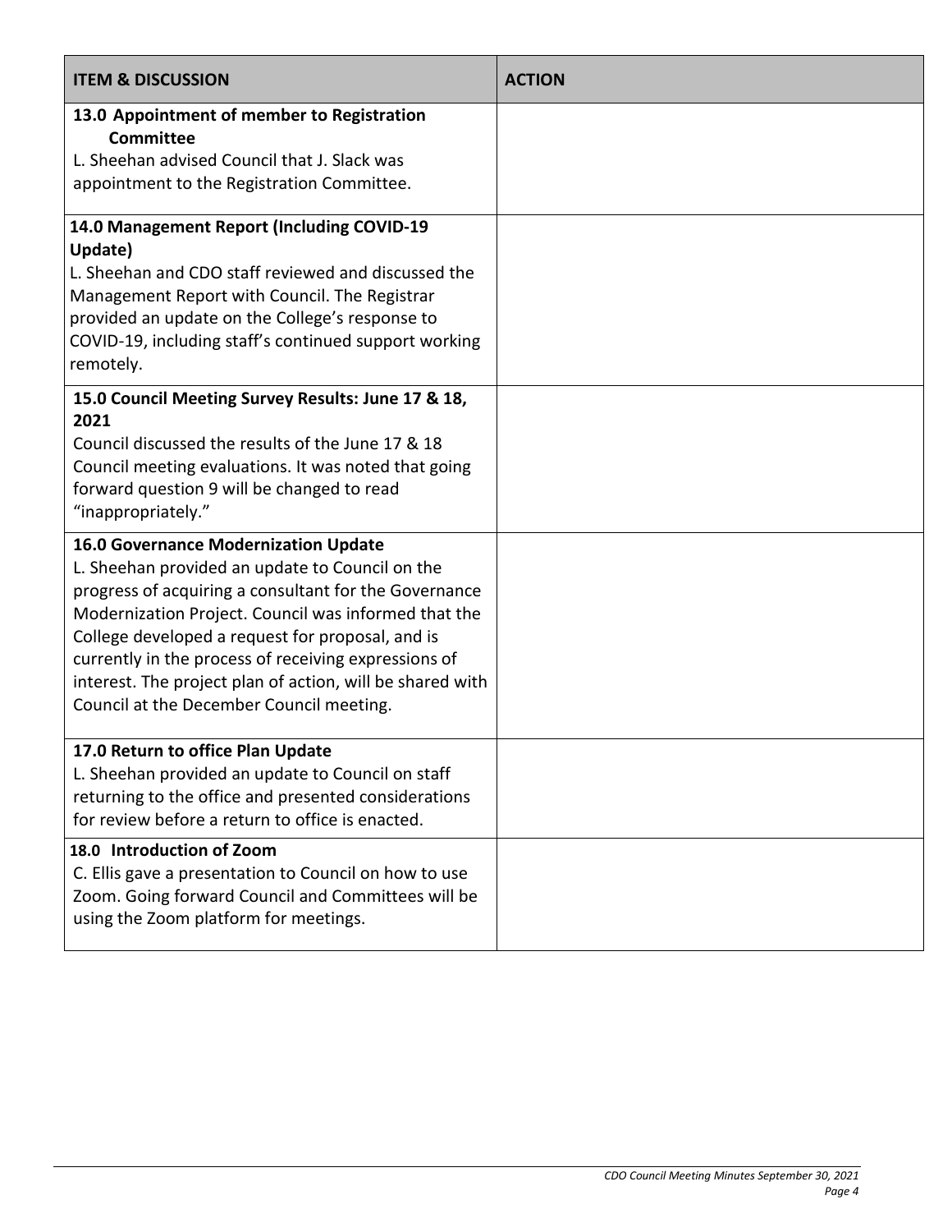| ITEM & DISCUSSION | ACTION |
|---|---|
| **13.0 Appointment of member to Registration Committee** L. Sheehan advised Council that J. Slack was appointment to the Registration Committee. | |
| **14.0 Management Report (Including COVID-19 Update)** L. Sheehan and CDO staff reviewed and discussed the Management Report with Council. The Registrar provided an update on the College's response to COVID-19, including staff's continued support working remotely. | |
| **15.0 Council Meeting Survey Results: June 17 & 18, 2021** Council discussed the results of the June 17 & 18 Council meeting evaluations. It was noted that going forward question 9 will be changed to read "inappropriately." | |
| **16.0 Governance Modernization Update** L. Sheehan provided an update to Council on the progress of acquiring a consultant for the Governance Modernization Project. Council was informed that the College developed a request for proposal, and is currently in the process of receiving expressions of interest. The project plan of action, will be shared with Council at the December Council meeting. | |
| **17.0 Return to office Plan Update** L. Sheehan provided an update to Council on staff returning to the office and presented considerations for review before a return to office is enacted. | |
| **18.0 Introduction of Zoom** C. Ellis gave a presentation to Council on how to use Zoom. Going forward Council and Committees will be using the Zoom platform for meetings. | |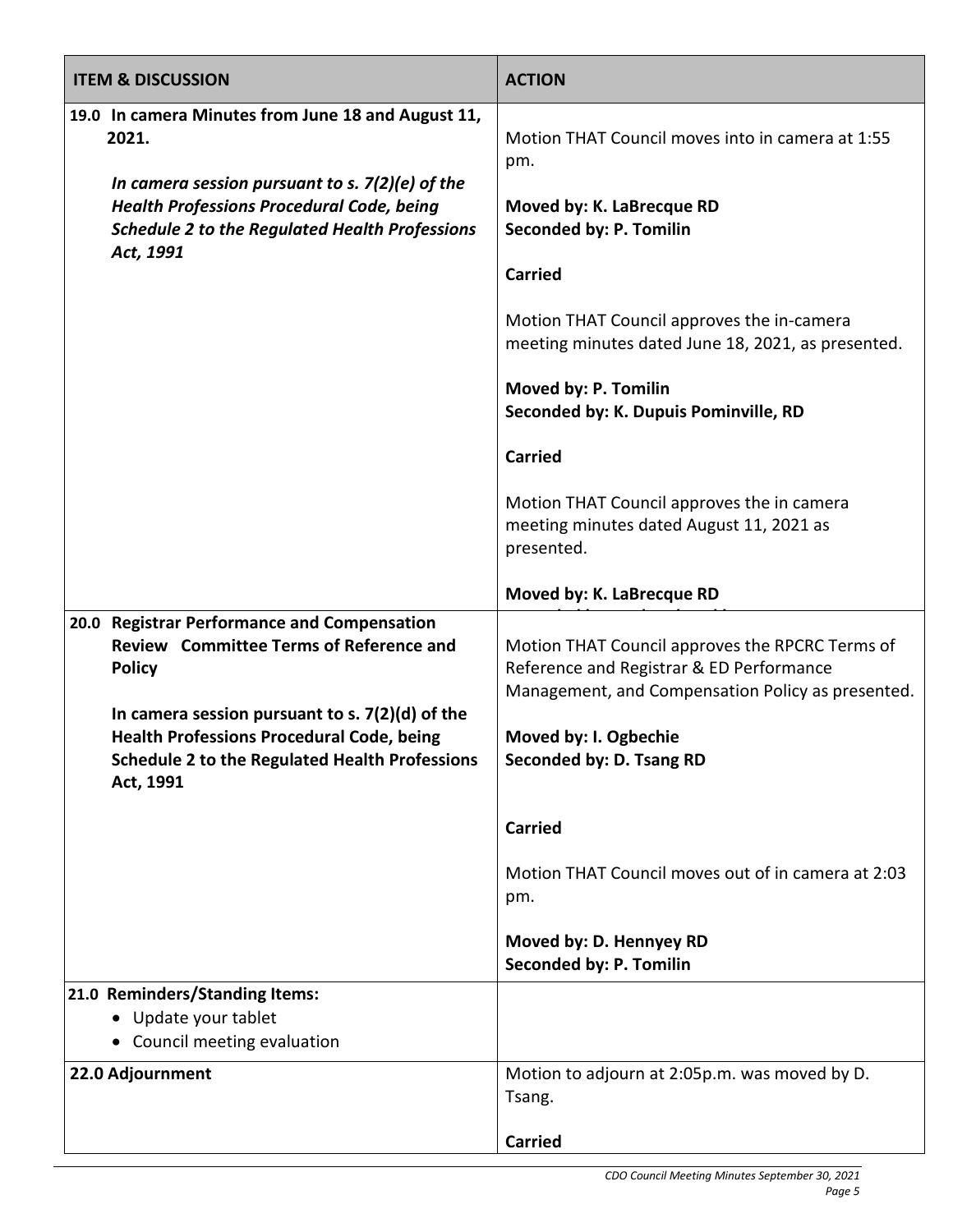| ITEM & DISCUSSION | ACTION |
|---|---|
| **19.0 In camera Minutes from June 18 and August 11, 2021.**<br><br>***In camera session pursuant to s. 7(2)(e) of the Health Professions Procedural Code, being Schedule 2 to the Regulated Health Professions Act, 1991*** | Motion THAT Council moves into in camera at 1:55 pm.<br><br>**Moved by: K. LaBrecque RD**<br>**Seconded by: P. Tomilin**<br><br>**Carried**<br><br>Motion THAT Council approves the in-camera meeting minutes dated June 18, 2021, as presented.<br><br>**Moved by: P. Tomilin**<br>**Seconded by: K. Dupuis Pominville, RD**<br><br>**Carried**<br><br>Motion THAT Council approves the in camera meeting minutes dated August 11, 2021 as presented.<br><br>**Moved by: K. LaBrecque RD** |
| **20.0 Registrar Performance and Compensation Review Committee Terms of Reference and Policy**<br><br>**In camera session pursuant to s. 7(2)(d) of the Health Professions Procedural Code, being Schedule 2 to the Regulated Health Professions Act, 1991** | Motion THAT Council approves the RPCRC Terms of Reference and Registrar & ED Performance Management, and Compensation Policy as presented.<br><br>**Moved by: I. Ogbechie**<br>**Seconded by: D. Tsang RD**<br><br>**Carried**<br><br>Motion THAT Council moves out of in camera at 2:03 pm.<br><br>**Moved by: D. Hennyey RD**<br>**Seconded by: P. Tomilin** |
| **21.0 Reminders/Standing Items:**<br>• Update your tablet<br>• Council meeting evaluation | |
| **22.0 Adjournment** | Motion to adjourn at 2:05p.m. was moved by D. Tsang.<br><br>**Carried** |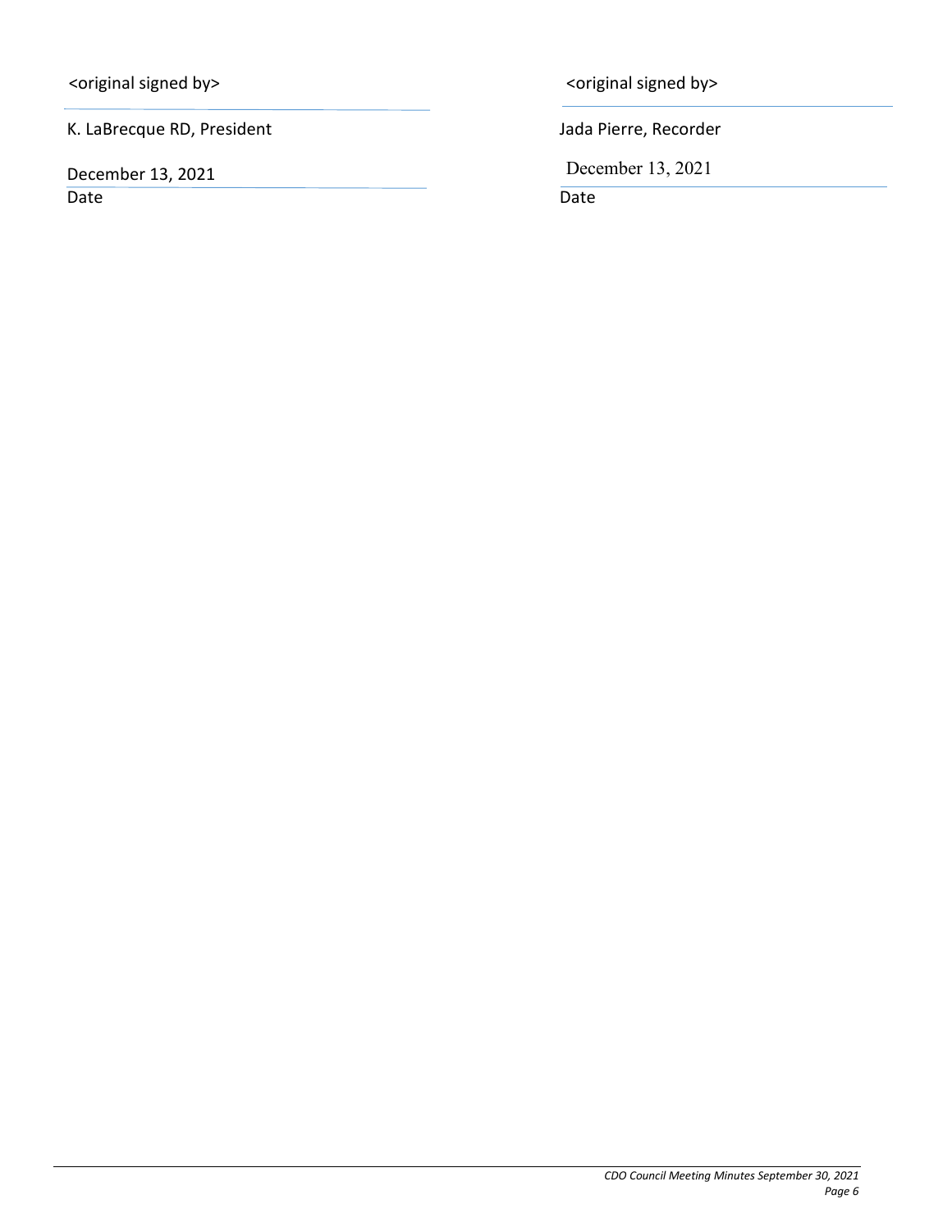<original signed by>

K. LaBrecque RD, President

December 13, 2021

Date

<original signed by>

Jada Pierre, Recorder

December 13, 2021

Date